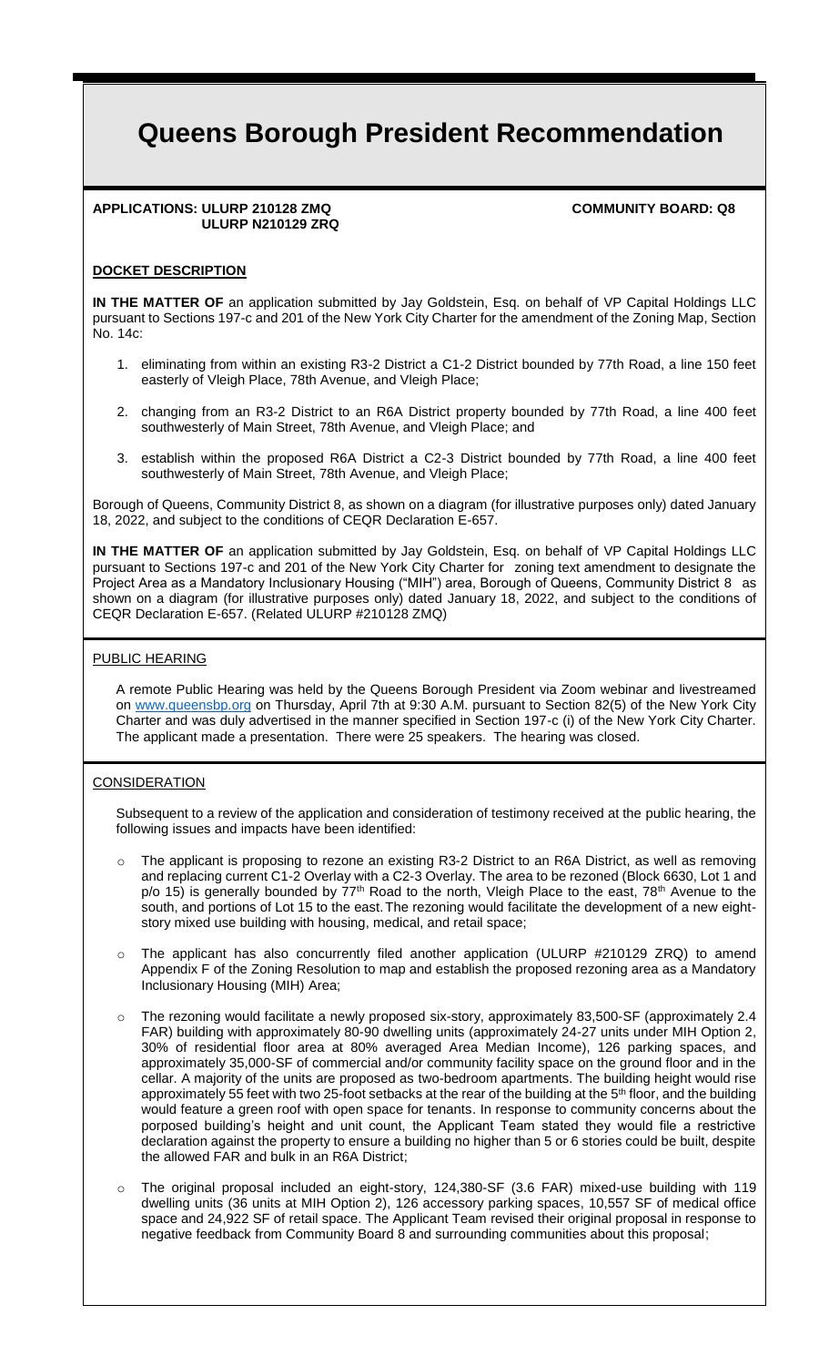# Queens Borough President Recommendation

**APPLICATIONS: ULURP 210128 ZMQ**
**ULURP N210129 ZRQ**

**COMMUNITY BOARD: Q8**

## DOCKET DESCRIPTION

**IN THE MATTER OF** an application submitted by Jay Goldstein, Esq. on behalf of VP Capital Holdings LLC pursuant to Sections 197-c and 201 of the New York City Charter for the amendment of the Zoning Map, Section No. 14c:

1. eliminating from within an existing R3-2 District a C1-2 District bounded by 77th Road, a line 150 feet easterly of Vleigh Place, 78th Avenue, and Vleigh Place;
2. changing from an R3-2 District to an R6A District property bounded by 77th Road, a line 400 feet southwesterly of Main Street, 78th Avenue, and Vleigh Place; and
3. establish within the proposed R6A District a C2-3 District bounded by 77th Road, a line 400 feet southwesterly of Main Street, 78th Avenue, and Vleigh Place;

Borough of Queens, Community District 8, as shown on a diagram (for illustrative purposes only) dated January 18, 2022, and subject to the conditions of CEQR Declaration E-657.

**IN THE MATTER OF** an application submitted by Jay Goldstein, Esq. on behalf of VP Capital Holdings LLC pursuant to Sections 197-c and 201 of the New York City Charter for zoning text amendment to designate the Project Area as a Mandatory Inclusionary Housing ("MIH") area, Borough of Queens, Community District 8 as shown on a diagram (for illustrative purposes only) dated January 18, 2022, and subject to the conditions of CEQR Declaration E-657. (Related ULURP #210128 ZMQ)

## PUBLIC HEARING

A remote Public Hearing was held by the Queens Borough President via Zoom webinar and livestreamed on www.queensbp.org on Thursday, April 7th at 9:30 A.M. pursuant to Section 82(5) of the New York City Charter and was duly advertised in the manner specified in Section 197-c (i) of the New York City Charter. The applicant made a presentation. There were 25 speakers. The hearing was closed.

## CONSIDERATION

Subsequent to a review of the application and consideration of testimony received at the public hearing, the following issues and impacts have been identified:

- The applicant is proposing to rezone an existing R3-2 District to an R6A District, as well as removing and replacing current C1-2 Overlay with a C2-3 Overlay. The area to be rezoned (Block 6630, Lot 1 and p/o 15) is generally bounded by 77th Road to the north, Vleigh Place to the east, 78th Avenue to the south, and portions of Lot 15 to the east. The rezoning would facilitate the development of a new eight-story mixed use building with housing, medical, and retail space;
- The applicant has also concurrently filed another application (ULURP #210129 ZRQ) to amend Appendix F of the Zoning Resolution to map and establish the proposed rezoning area as a Mandatory Inclusionary Housing (MIH) Area;
- The rezoning would facilitate a newly proposed six-story, approximately 83,500-SF (approximately 2.4 FAR) building with approximately 80-90 dwelling units (approximately 24-27 units under MIH Option 2, 30% of residential floor area at 80% averaged Area Median Income), 126 parking spaces, and approximately 35,000-SF of commercial and/or community facility space on the ground floor and in the cellar. A majority of the units are proposed as two-bedroom apartments. The building height would rise approximately 55 feet with two 25-foot setbacks at the rear of the building at the 5th floor, and the building would feature a green roof with open space for tenants. In response to community concerns about the porposed building's height and unit count, the Applicant Team stated they would file a restrictive declaration against the property to ensure a building no higher than 5 or 6 stories could be built, despite the allowed FAR and bulk in an R6A District;
- The original proposal included an eight-story, 124,380-SF (3.6 FAR) mixed-use building with 119 dwelling units (36 units at MIH Option 2), 126 accessory parking spaces, 10,557 SF of medical office space and 24,922 SF of retail space. The Applicant Team revised their original proposal in response to negative feedback from Community Board 8 and surrounding communities about this proposal;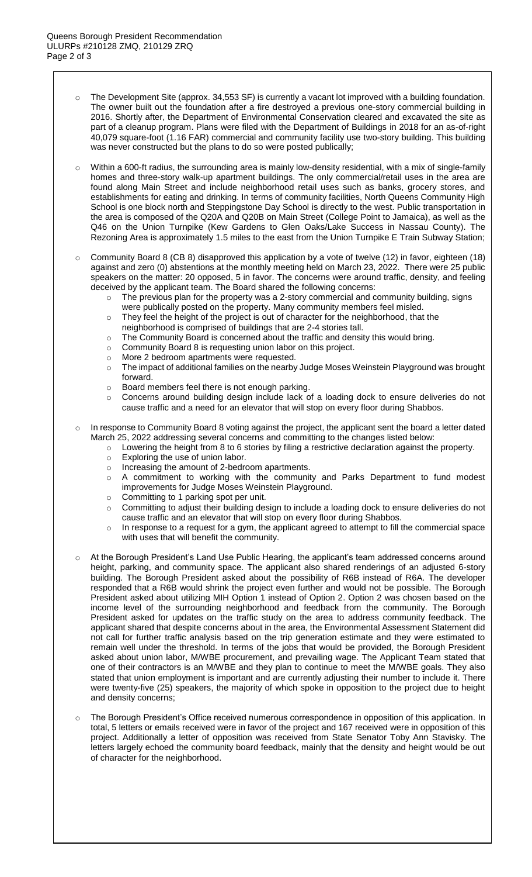- The Development Site (approx. 34,553 SF) is currently a vacant lot improved with a building foundation. The owner built out the foundation after a fire destroyed a previous one-story commercial building in 2016. Shortly after, the Department of Environmental Conservation cleared and excavated the site as part of a cleanup program. Plans were filed with the Department of Buildings in 2018 for an as-of-right 40,079 square-foot (1.16 FAR) commercial and community facility use two-story building. This building was never constructed but the plans to do so were posted publically;

- Within a 600-ft radius, the surrounding area is mainly low-density residential, with a mix of single-family homes and three-story walk-up apartment buildings. The only commercial/retail uses in the area are found along Main Street and include neighborhood retail uses such as banks, grocery stores, and establishments for eating and drinking. In terms of community facilities, North Queens Community High School is one block north and Steppingstone Day School is directly to the west. Public transportation in the area is composed of the Q20A and Q20B on Main Street (College Point to Jamaica), as well as the Q46 on the Union Turnpike (Kew Gardens to Glen Oaks/Lake Success in Nassau County). The Rezoning Area is approximately 1.5 miles to the east from the Union Turnpike E Train Subway Station;

- Community Board 8 (CB 8) disapproved this application by a vote of twelve (12) in favor, eighteen (18) against and zero (0) abstentions at the monthly meeting held on March 23, 2022. There were 25 public speakers on the matter: 20 opposed, 5 in favor. The concerns were around traffic, density, and feeling deceived by the applicant team. The Board shared the following concerns:
  - The previous plan for the property was a 2-story commercial and community building, signs were publically posted on the property. Many community members feel misled.
  - They feel the height of the project is out of character for the neighborhood, that the neighborhood is comprised of buildings that are 2-4 stories tall.
  - The Community Board is concerned about the traffic and density this would bring.
  - Community Board 8 is requesting union labor on this project.
  - More 2 bedroom apartments were requested.
  - The impact of additional families on the nearby Judge Moses Weinstein Playground was brought forward.
  - Board members feel there is not enough parking.
  - Concerns around building design include lack of a loading dock to ensure deliveries do not cause traffic and a need for an elevator that will stop on every floor during Shabbos.

- In response to Community Board 8 voting against the project, the applicant sent the board a letter dated March 25, 2022 addressing several concerns and committing to the changes listed below:
  - Lowering the height from 8 to 6 stories by filing a restrictive declaration against the property.
  - Exploring the use of union labor.
  - Increasing the amount of 2-bedroom apartments.
  - A commitment to working with the community and Parks Department to fund modest improvements for Judge Moses Weinstein Playground.
  - Committing to 1 parking spot per unit.
  - Committing to adjust their building design to include a loading dock to ensure deliveries do not cause traffic and an elevator that will stop on every floor during Shabbos.
  - In response to a request for a gym, the applicant agreed to attempt to fill the commercial space with uses that will benefit the community.

- At the Borough President's Land Use Public Hearing, the applicant's team addressed concerns around height, parking, and community space. The applicant also shared renderings of an adjusted 6-story building. The Borough President asked about the possibility of R6B instead of R6A. The developer responded that a R6B would shrink the project even further and would not be possible. The Borough President asked about utilizing MIH Option 1 instead of Option 2. Option 2 was chosen based on the income level of the surrounding neighborhood and feedback from the community. The Borough President asked for updates on the traffic study on the area to address community feedback. The applicant shared that despite concerns about in the area, the Environmental Assessment Statement did not call for further traffic analysis based on the trip generation estimate and they were estimated to remain well under the threshold. In terms of the jobs that would be provided, the Borough President asked about union labor, M/WBE procurement, and prevailing wage. The Applicant Team stated that one of their contractors is an M/WBE and they plan to continue to meet the M/WBE goals. They also stated that union employment is important and are currently adjusting their number to include it. There were twenty-five (25) speakers, the majority of which spoke in opposition to the project due to height and density concerns;

- The Borough President's Office received numerous correspondence in opposition of this application. In total, 5 letters or emails received were in favor of the project and 167 received were in opposition of this project. Additionally a letter of opposition was received from State Senator Toby Ann Stavisky. The letters largely echoed the community board feedback, mainly that the density and height would be out of character for the neighborhood.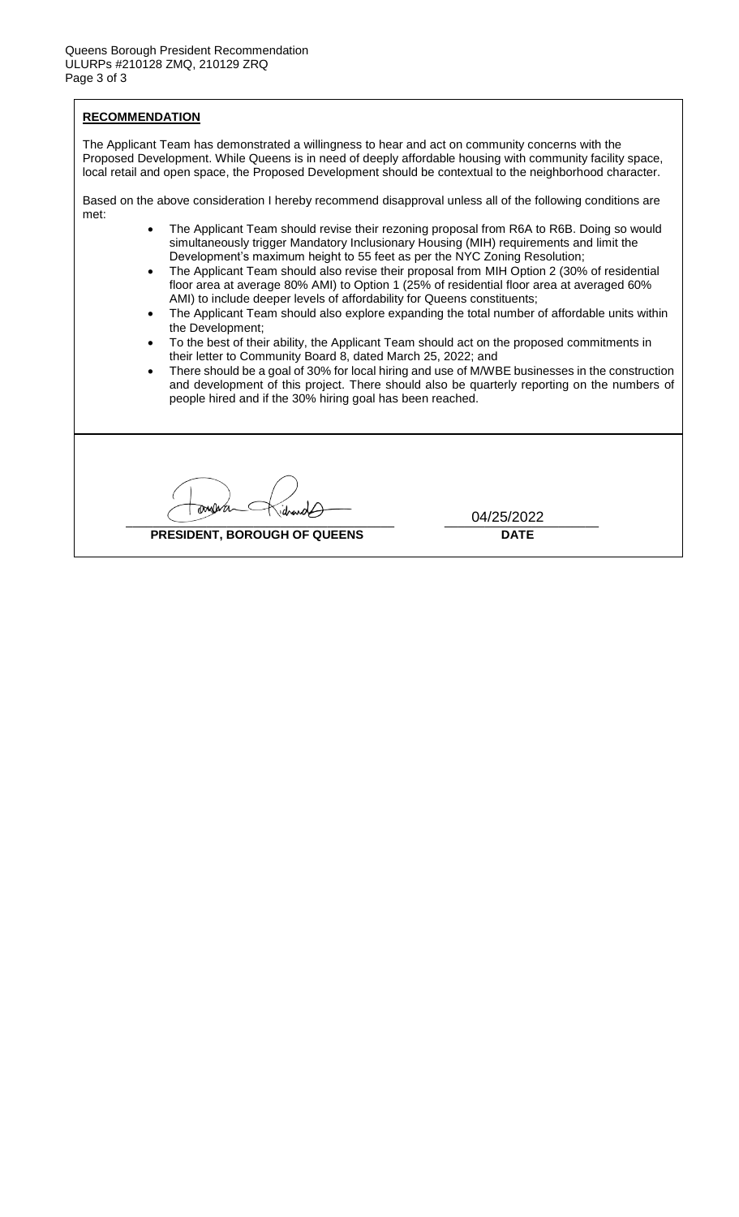**RECOMMENDATION**

The Applicant Team has demonstrated a willingness to hear and act on community concerns with the Proposed Development. While Queens is in need of deeply affordable housing with community facility space, local retail and open space, the Proposed Development should be contextual to the neighborhood character.

Based on the above consideration I hereby recommend disapproval unless all of the following conditions are met:

- The Applicant Team should revise their rezoning proposal from R6A to R6B. Doing so would simultaneously trigger Mandatory Inclusionary Housing (MIH) requirements and limit the Development's maximum height to 55 feet as per the NYC Zoning Resolution;
- The Applicant Team should also revise their proposal from MIH Option 2 (30% of residential floor area at average 80% AMI) to Option 1 (25% of residential floor area at averaged 60% AMI) to include deeper levels of affordability for Queens constituents;
- The Applicant Team should also explore expanding the total number of affordable units within the Development;
- To the best of their ability, the Applicant Team should act on the proposed commitments in their letter to Community Board 8, dated March 25, 2022; and
- There should be a goal of 30% for local hiring and use of M/WBE businesses in the construction and development of this project. There should also be quarterly reporting on the numbers of people hired and if the 30% hiring goal has been reached.

| | |
|---|---|
| [signature] | 04/25/2022 |
| **PRESIDENT, BOROUGH OF QUEENS** | **DATE** |